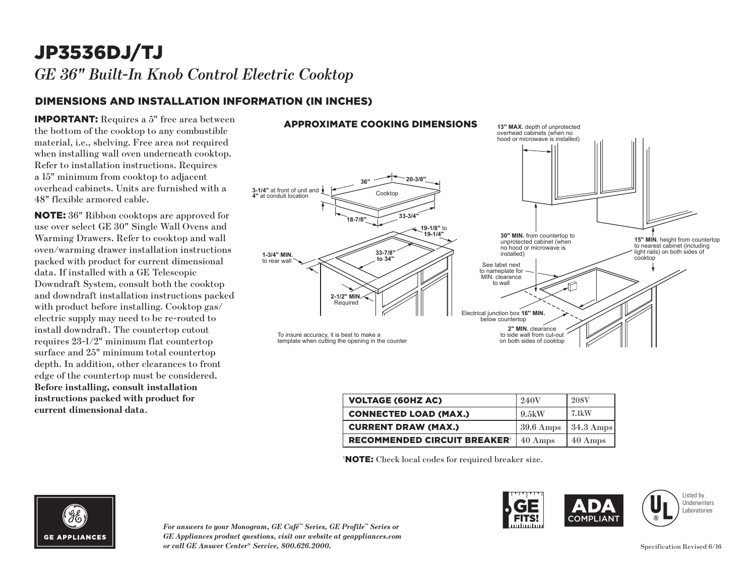# JP3536DJ/TJ

*GE 36" Built-In Knob Control Electric Cooktop*

## DIMENSIONS AND INSTALLATION INFORMATION (IN INCHES)

**IMPORTANT:** Requires a 5" free area between the bottom of the cooktop to any combustible material, i.e., shelving. Free area not required when installing wall oven underneath cooktop. Refer to installation instructions. Requires a 15" minimum from cooktop to adjacent overhead cabinets. Units are furnished with a 48" flexible armored cable.

**NOTE:** 36" Ribbon cooktops are approved for use over select GE 30" Single Wall Ovens and Warming Drawers. Refer to cooktop and wall oven/warming drawer installation instructions packed with product for current dimensional data. If installed with a GE Telescopic Downdraft System, consult both the cooktop and downdraft installation instructions packed with product before installing. Cooktop gas/electric supply may need to be re-routed to install downdraft. The countertop cutout requires 23-1/2" minimum flat countertop surface and 25" minimum total countertop depth. In addition, other clearances to front edge of the countertop must be considered. **Before installing, consult installation instructions packed with product for current dimensional data**.

### APPROXIMATE COOKING DIMENSIONS

36" — 20-3/8" — Cooktop

**3-1/4"** at front of unit and **4"** at conduit location

18-7/8" — 33-3/4"

19-1/8" to 19-1/4"

33-7/8" to 34"

**1-3/4" MIN.** to rear wall

**2-1/2" MIN.** Required

To insure accuracy, it is best to make a template when cutting the opening in the counter

**13" MAX.** depth of unprotected overhead cabinets (when no hood or microwave is installed)

**30" MIN.** from countertop to unprotected cabinet (when no hood or microwave is installed)

**15" MIN.** height from countertop to nearest cabinet (including light rails) on both sides of cooktop

See label next to nameplate for MIN. clearance to wall

Electrical junction box **16" MIN.** below countertop

**2" MIN.** clearance to side wall from cut-out on both sides of cooktop

| VOLTAGE (60HZ AC) | 240V | 208V |
|---|---|---|
| CONNECTED LOAD (MAX.) | 9.5kW | 7.1kW |
| CURRENT DRAW (MAX.) | 39.6 Amps | 34.3 Amps |
| RECOMMENDED CIRCUIT BREAKER† | 40 Amps | 40 Amps |

†**NOTE:** Check local codes for required breaker size.

*For answers to your Monogram, GE Café™ Series, GE Profile™ Series or GE Appliances product questions, visit our website at geappliances.com or call GE Answer Center® Service, 800.626.2000.*

Listed by Underwriters Laboratories

Specification Revised 6/16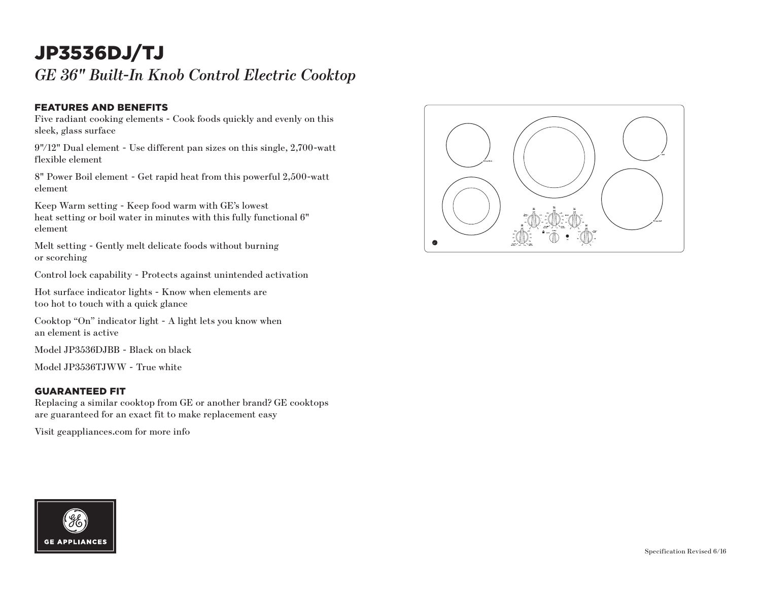# JP3536DJ/TJ

*GE 36" Built-In Knob Control Electric Cooktop*

## FEATURES AND BENEFITS

Five radiant cooking elements - Cook foods quickly and evenly on this sleek, glass surface

9"/12" Dual element - Use different pan sizes on this single, 2,700-watt flexible element

8" Power Boil element - Get rapid heat from this powerful 2,500-watt element

Keep Warm setting - Keep food warm with GE's lowest heat setting or boil water in minutes with this fully functional 6" element

Melt setting - Gently melt delicate foods without burning or scorching

Control lock capability - Protects against unintended activation

Hot surface indicator lights - Know when elements are too hot to touch with a quick glance

Cooktop "On" indicator light - A light lets you know when an element is active

Model JP3536DJBB - Black on black

Model JP3536TJWW - True white

## GUARANTEED FIT

Replacing a similar cooktop from GE or another brand? GE cooktops are guaranteed for an exact fit to make replacement easy

Visit geappliances.com for more info

GE APPLIANCES

Specification Revised 6/16